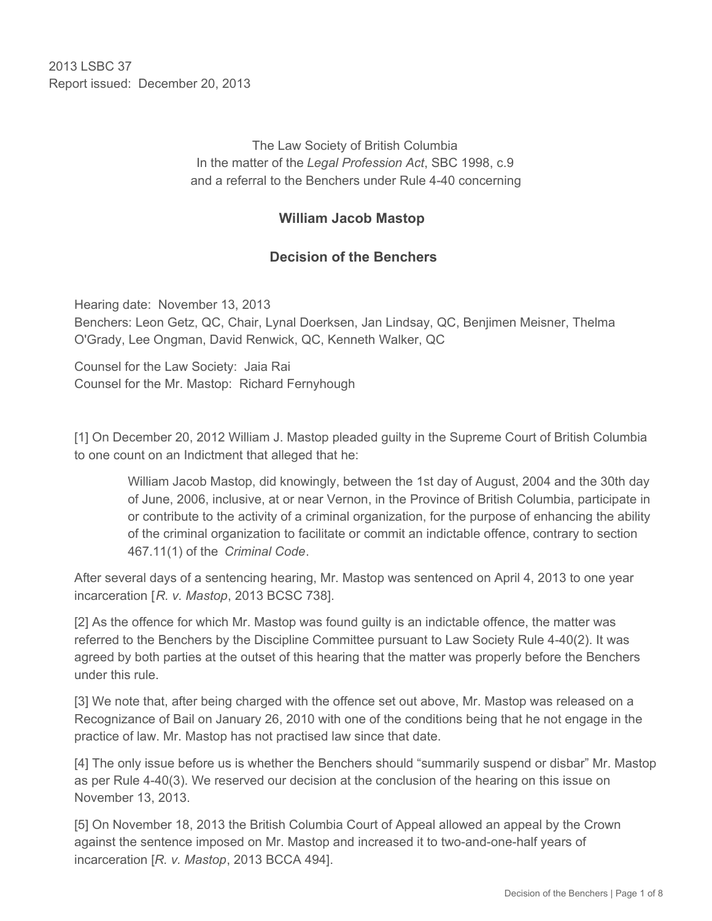2013 LSBC 37
Report issued: December 20, 2013

The Law Society of British Columbia
In the matter of the *Legal Profession Act*, SBC 1998, c.9
and a referral to the Benchers under Rule 4-40 concerning

## William Jacob Mastop

## Decision of the Benchers

Hearing date: November 13, 2013
Benchers: Leon Getz, QC, Chair, Lynal Doerksen, Jan Lindsay, QC, Benjimen Meisner, Thelma O'Grady, Lee Ongman, David Renwick, QC, Kenneth Walker, QC

Counsel for the Law Society: Jaia Rai
Counsel for the Mr. Mastop: Richard Fernyhough

[1] On December 20, 2012 William J. Mastop pleaded guilty in the Supreme Court of British Columbia to one count on an Indictment that alleged that he:

> William Jacob Mastop, did knowingly, between the 1st day of August, 2004 and the 30th day of June, 2006, inclusive, at or near Vernon, in the Province of British Columbia, participate in or contribute to the activity of a criminal organization, for the purpose of enhancing the ability of the criminal organization to facilitate or commit an indictable offence, contrary to section 467.11(1) of the *Criminal Code*.

After several days of a sentencing hearing, Mr. Mastop was sentenced on April 4, 2013 to one year incarceration [*R. v. Mastop*, 2013 BCSC 738].

[2] As the offence for which Mr. Mastop was found guilty is an indictable offence, the matter was referred to the Benchers by the Discipline Committee pursuant to Law Society Rule 4-40(2). It was agreed by both parties at the outset of this hearing that the matter was properly before the Benchers under this rule.

[3] We note that, after being charged with the offence set out above, Mr. Mastop was released on a Recognizance of Bail on January 26, 2010 with one of the conditions being that he not engage in the practice of law. Mr. Mastop has not practised law since that date.

[4] The only issue before us is whether the Benchers should "summarily suspend or disbar" Mr. Mastop as per Rule 4-40(3). We reserved our decision at the conclusion of the hearing on this issue on November 13, 2013.

[5] On November 18, 2013 the British Columbia Court of Appeal allowed an appeal by the Crown against the sentence imposed on Mr. Mastop and increased it to two-and-one-half years of incarceration [*R. v. Mastop*, 2013 BCCA 494].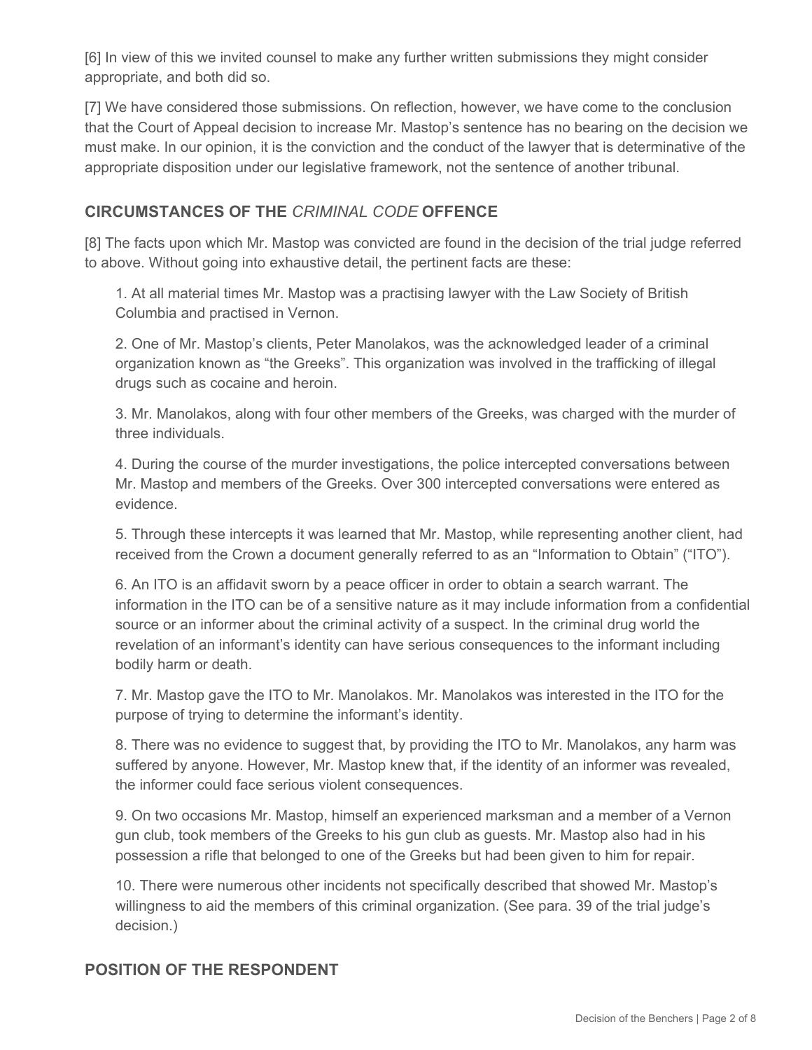[6] In view of this we invited counsel to make any further written submissions they might consider appropriate, and both did so.

[7] We have considered those submissions. On reflection, however, we have come to the conclusion that the Court of Appeal decision to increase Mr. Mastop's sentence has no bearing on the decision we must make. In our opinion, it is the conviction and the conduct of the lawyer that is determinative of the appropriate disposition under our legislative framework, not the sentence of another tribunal.

## CIRCUMSTANCES OF THE *CRIMINAL CODE* OFFENCE

[8] The facts upon which Mr. Mastop was convicted are found in the decision of the trial judge referred to above. Without going into exhaustive detail, the pertinent facts are these:

1. At all material times Mr. Mastop was a practising lawyer with the Law Society of British Columbia and practised in Vernon.

2. One of Mr. Mastop's clients, Peter Manolakos, was the acknowledged leader of a criminal organization known as "the Greeks". This organization was involved in the trafficking of illegal drugs such as cocaine and heroin.

3. Mr. Manolakos, along with four other members of the Greeks, was charged with the murder of three individuals.

4. During the course of the murder investigations, the police intercepted conversations between Mr. Mastop and members of the Greeks. Over 300 intercepted conversations were entered as evidence.

5. Through these intercepts it was learned that Mr. Mastop, while representing another client, had received from the Crown a document generally referred to as an "Information to Obtain" ("ITO").

6. An ITO is an affidavit sworn by a peace officer in order to obtain a search warrant. The information in the ITO can be of a sensitive nature as it may include information from a confidential source or an informer about the criminal activity of a suspect. In the criminal drug world the revelation of an informant's identity can have serious consequences to the informant including bodily harm or death.

7. Mr. Mastop gave the ITO to Mr. Manolakos. Mr. Manolakos was interested in the ITO for the purpose of trying to determine the informant's identity.

8. There was no evidence to suggest that, by providing the ITO to Mr. Manolakos, any harm was suffered by anyone. However, Mr. Mastop knew that, if the identity of an informer was revealed, the informer could face serious violent consequences.

9. On two occasions Mr. Mastop, himself an experienced marksman and a member of a Vernon gun club, took members of the Greeks to his gun club as guests. Mr. Mastop also had in his possession a rifle that belonged to one of the Greeks but had been given to him for repair.

10. There were numerous other incidents not specifically described that showed Mr. Mastop's willingness to aid the members of this criminal organization. (See para. 39 of the trial judge's decision.)

## POSITION OF THE RESPONDENT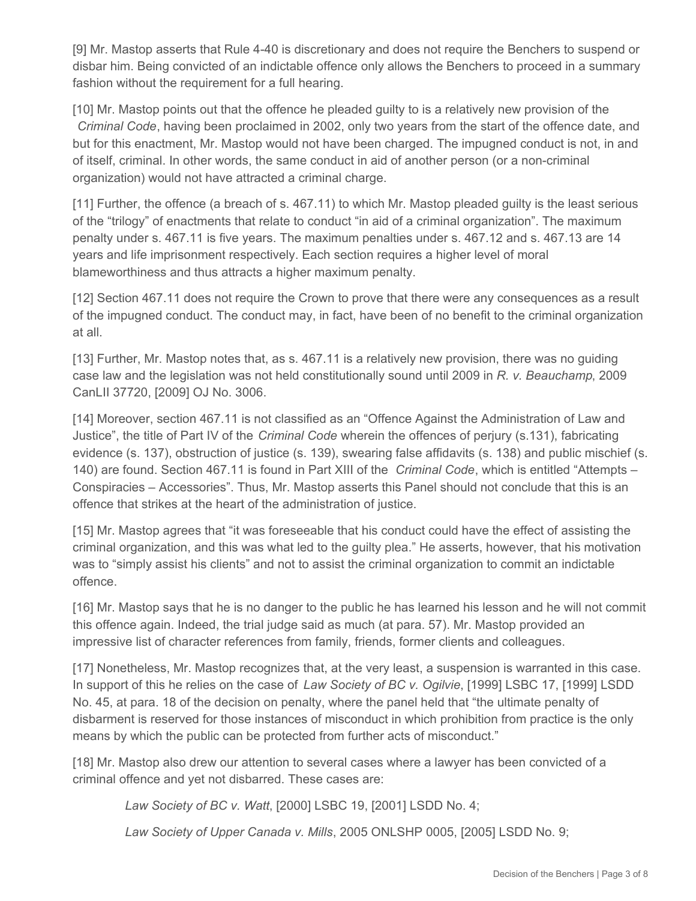[9] Mr. Mastop asserts that Rule 4-40 is discretionary and does not require the Benchers to suspend or disbar him. Being convicted of an indictable offence only allows the Benchers to proceed in a summary fashion without the requirement for a full hearing.

[10] Mr. Mastop points out that the offence he pleaded guilty to is a relatively new provision of the *Criminal Code*, having been proclaimed in 2002, only two years from the start of the offence date, and but for this enactment, Mr. Mastop would not have been charged. The impugned conduct is not, in and of itself, criminal. In other words, the same conduct in aid of another person (or a non-criminal organization) would not have attracted a criminal charge.

[11] Further, the offence (a breach of s. 467.11) to which Mr. Mastop pleaded guilty is the least serious of the "trilogy" of enactments that relate to conduct "in aid of a criminal organization". The maximum penalty under s. 467.11 is five years. The maximum penalties under s. 467.12 and s. 467.13 are 14 years and life imprisonment respectively. Each section requires a higher level of moral blameworthiness and thus attracts a higher maximum penalty.

[12] Section 467.11 does not require the Crown to prove that there were any consequences as a result of the impugned conduct. The conduct may, in fact, have been of no benefit to the criminal organization at all.

[13] Further, Mr. Mastop notes that, as s. 467.11 is a relatively new provision, there was no guiding case law and the legislation was not held constitutionally sound until 2009 in *R. v. Beauchamp*, 2009 CanLII 37720, [2009] OJ No. 3006.

[14] Moreover, section 467.11 is not classified as an "Offence Against the Administration of Law and Justice", the title of Part IV of the *Criminal Code* wherein the offences of perjury (s.131), fabricating evidence (s. 137), obstruction of justice (s. 139), swearing false affidavits (s. 138) and public mischief (s. 140) are found. Section 467.11 is found in Part XIII of the *Criminal Code*, which is entitled "Attempts – Conspiracies – Accessories". Thus, Mr. Mastop asserts this Panel should not conclude that this is an offence that strikes at the heart of the administration of justice.

[15] Mr. Mastop agrees that "it was foreseeable that his conduct could have the effect of assisting the criminal organization, and this was what led to the guilty plea." He asserts, however, that his motivation was to "simply assist his clients" and not to assist the criminal organization to commit an indictable offence.

[16] Mr. Mastop says that he is no danger to the public he has learned his lesson and he will not commit this offence again. Indeed, the trial judge said as much (at para. 57). Mr. Mastop provided an impressive list of character references from family, friends, former clients and colleagues.

[17] Nonetheless, Mr. Mastop recognizes that, at the very least, a suspension is warranted in this case. In support of this he relies on the case of *Law Society of BC v. Ogilvie*, [1999] LSBC 17, [1999] LSDD No. 45, at para. 18 of the decision on penalty, where the panel held that "the ultimate penalty of disbarment is reserved for those instances of misconduct in which prohibition from practice is the only means by which the public can be protected from further acts of misconduct."

[18] Mr. Mastop also drew our attention to several cases where a lawyer has been convicted of a criminal offence and yet not disbarred. These cases are:

> *Law Society of BC v. Watt*, [2000] LSBC 19, [2001] LSDD No. 4;
>
> *Law Society of Upper Canada v. Mills*, 2005 ONLSHP 0005, [2005] LSDD No. 9;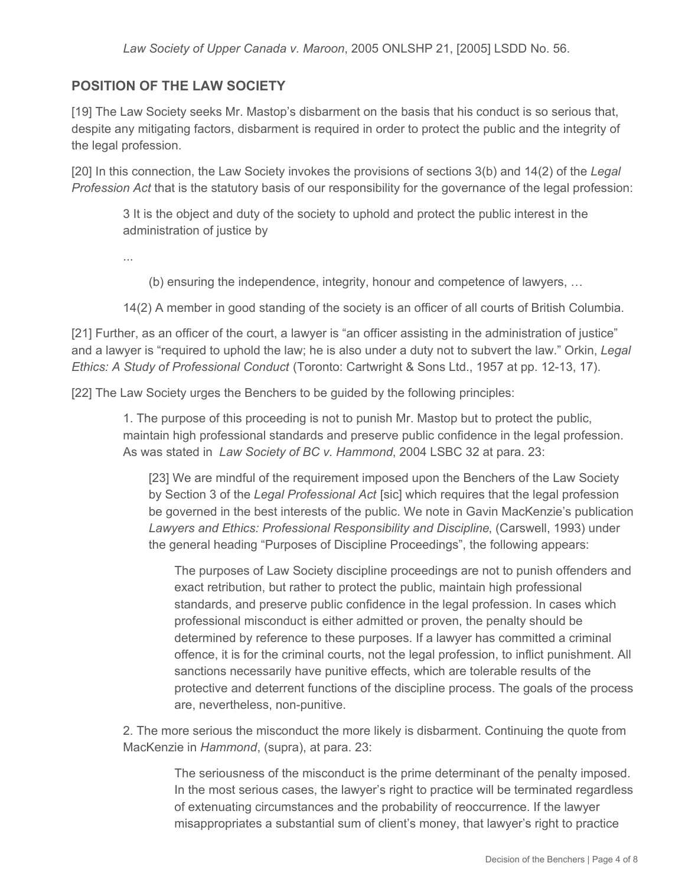*Law Society of Upper Canada v. Maroon*, 2005 ONLSHP 21, [2005] LSDD No. 56.

## POSITION OF THE LAW SOCIETY

[19] The Law Society seeks Mr. Mastop's disbarment on the basis that his conduct is so serious that, despite any mitigating factors, disbarment is required in order to protect the public and the integrity of the legal profession.

[20] In this connection, the Law Society invokes the provisions of sections 3(b) and 14(2) of the *Legal Profession Act* that is the statutory basis of our responsibility for the governance of the legal profession:

> 3 It is the object and duty of the society to uphold and protect the public interest in the administration of justice by
>
> ...
>
> (b) ensuring the independence, integrity, honour and competence of lawyers, …
>
> 14(2) A member in good standing of the society is an officer of all courts of British Columbia.

[21] Further, as an officer of the court, a lawyer is "an officer assisting in the administration of justice" and a lawyer is "required to uphold the law; he is also under a duty not to subvert the law." Orkin, *Legal Ethics: A Study of Professional Conduct* (Toronto: Cartwright & Sons Ltd., 1957 at pp. 12-13, 17).

[22] The Law Society urges the Benchers to be guided by the following principles:

> 1. The purpose of this proceeding is not to punish Mr. Mastop but to protect the public, maintain high professional standards and preserve public confidence in the legal profession. As was stated in *Law Society of BC v. Hammond*, 2004 LSBC 32 at para. 23:
>
> > [23] We are mindful of the requirement imposed upon the Benchers of the Law Society by Section 3 of the *Legal Professional Act* [sic] which requires that the legal profession be governed in the best interests of the public. We note in Gavin MacKenzie's publication *Lawyers and Ethics: Professional Responsibility and Discipline*, (Carswell, 1993) under the general heading "Purposes of Discipline Proceedings", the following appears:
> >
> > > The purposes of Law Society discipline proceedings are not to punish offenders and exact retribution, but rather to protect the public, maintain high professional standards, and preserve public confidence in the legal profession. In cases which professional misconduct is either admitted or proven, the penalty should be determined by reference to these purposes. If a lawyer has committed a criminal offence, it is for the criminal courts, not the legal profession, to inflict punishment. All sanctions necessarily have punitive effects, which are tolerable results of the protective and deterrent functions of the discipline process. The goals of the process are, nevertheless, non-punitive.
>
> 2. The more serious the misconduct the more likely is disbarment. Continuing the quote from MacKenzie in *Hammond*, (supra), at para. 23:
>
> > The seriousness of the misconduct is the prime determinant of the penalty imposed. In the most serious cases, the lawyer's right to practice will be terminated regardless of extenuating circumstances and the probability of reoccurrence. If the lawyer misappropriates a substantial sum of client's money, that lawyer's right to practice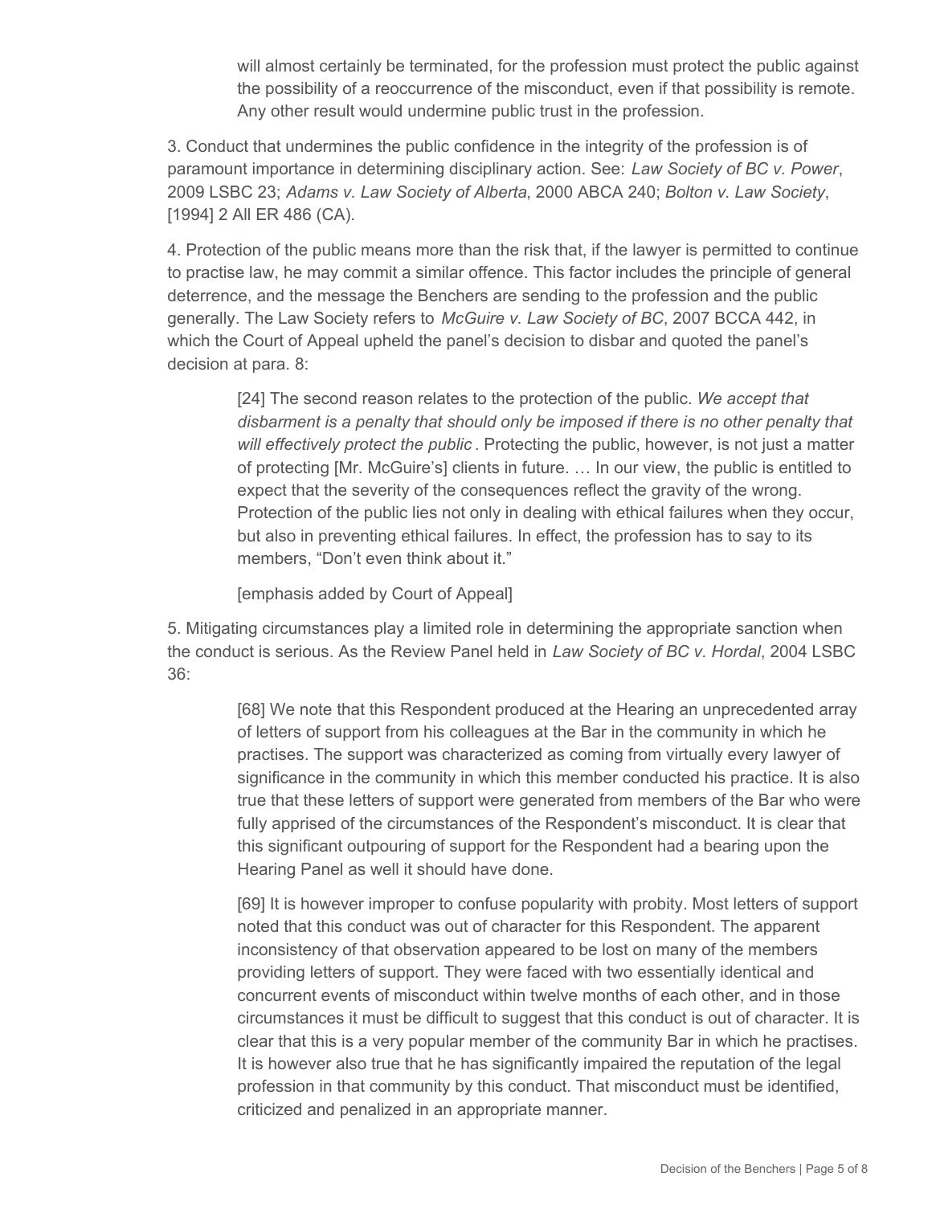> will almost certainly be terminated, for the profession must protect the public against the possibility of a reoccurrence of the misconduct, even if that possibility is remote. Any other result would undermine public trust in the profession.

3. Conduct that undermines the public confidence in the integrity of the profession is of paramount importance in determining disciplinary action. See: *Law Society of BC v. Power*, 2009 LSBC 23; *Adams v. Law Society of Alberta*, 2000 ABCA 240; *Bolton v. Law Society*, [1994] 2 All ER 486 (CA).

4. Protection of the public means more than the risk that, if the lawyer is permitted to continue to practise law, he may commit a similar offence. This factor includes the principle of general deterrence, and the message the Benchers are sending to the profession and the public generally. The Law Society refers to *McGuire v. Law Society of BC*, 2007 BCCA 442, in which the Court of Appeal upheld the panel's decision to disbar and quoted the panel's decision at para. 8:

> [24] The second reason relates to the protection of the public. *We accept that disbarment is a penalty that should only be imposed if there is no other penalty that will effectively protect the public*. Protecting the public, however, is not just a matter of protecting [Mr. McGuire's] clients in future. … In our view, the public is entitled to expect that the severity of the consequences reflect the gravity of the wrong. Protection of the public lies not only in dealing with ethical failures when they occur, but also in preventing ethical failures. In effect, the profession has to say to its members, "Don't even think about it."
>
> [emphasis added by Court of Appeal]

5. Mitigating circumstances play a limited role in determining the appropriate sanction when the conduct is serious. As the Review Panel held in *Law Society of BC v. Hordal*, 2004 LSBC 36:

> [68] We note that this Respondent produced at the Hearing an unprecedented array of letters of support from his colleagues at the Bar in the community in which he practises. The support was characterized as coming from virtually every lawyer of significance in the community in which this member conducted his practice. It is also true that these letters of support were generated from members of the Bar who were fully apprised of the circumstances of the Respondent's misconduct. It is clear that this significant outpouring of support for the Respondent had a bearing upon the Hearing Panel as well it should have done.
>
> [69] It is however improper to confuse popularity with probity. Most letters of support noted that this conduct was out of character for this Respondent. The apparent inconsistency of that observation appeared to be lost on many of the members providing letters of support. They were faced with two essentially identical and concurrent events of misconduct within twelve months of each other, and in those circumstances it must be difficult to suggest that this conduct is out of character. It is clear that this is a very popular member of the community Bar in which he practises. It is however also true that he has significantly impaired the reputation of the legal profession in that community by this conduct. That misconduct must be identified, criticized and penalized in an appropriate manner.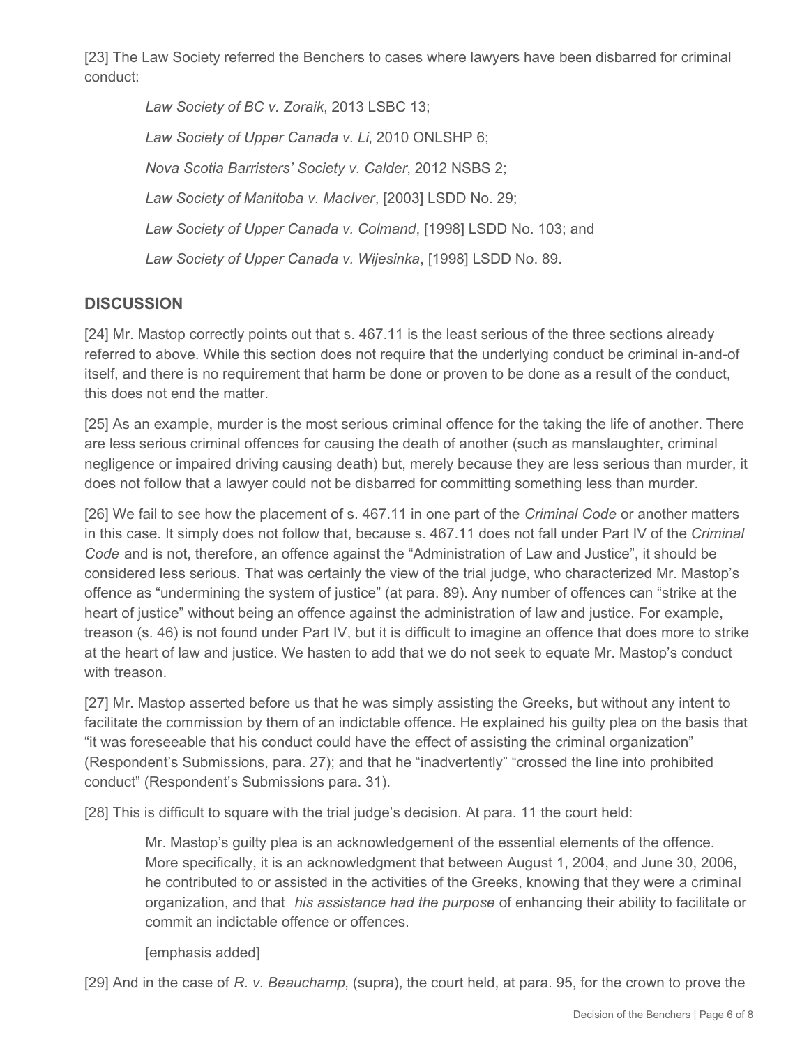[23] The Law Society referred the Benchers to cases where lawyers have been disbarred for criminal conduct:

> *Law Society of BC v. Zoraik*, 2013 LSBC 13;
>
> *Law Society of Upper Canada v. Li*, 2010 ONLSHP 6;
>
> *Nova Scotia Barristers' Society v. Calder*, 2012 NSBS 2;
>
> *Law Society of Manitoba v. MacIver*, [2003] LSDD No. 29;
>
> *Law Society of Upper Canada v. Colmand*, [1998] LSDD No. 103; and
>
> *Law Society of Upper Canada v. Wijesinka*, [1998] LSDD No. 89.

## DISCUSSION

[24] Mr. Mastop correctly points out that s. 467.11 is the least serious of the three sections already referred to above. While this section does not require that the underlying conduct be criminal in-and-of itself, and there is no requirement that harm be done or proven to be done as a result of the conduct, this does not end the matter.

[25] As an example, murder is the most serious criminal offence for the taking the life of another. There are less serious criminal offences for causing the death of another (such as manslaughter, criminal negligence or impaired driving causing death) but, merely because they are less serious than murder, it does not follow that a lawyer could not be disbarred for committing something less than murder.

[26] We fail to see how the placement of s. 467.11 in one part of the *Criminal Code* or another matters in this case. It simply does not follow that, because s. 467.11 does not fall under Part IV of the *Criminal Code* and is not, therefore, an offence against the "Administration of Law and Justice", it should be considered less serious. That was certainly the view of the trial judge, who characterized Mr. Mastop's offence as "undermining the system of justice" (at para. 89). Any number of offences can "strike at the heart of justice" without being an offence against the administration of law and justice. For example, treason (s. 46) is not found under Part IV, but it is difficult to imagine an offence that does more to strike at the heart of law and justice. We hasten to add that we do not seek to equate Mr. Mastop's conduct with treason.

[27] Mr. Mastop asserted before us that he was simply assisting the Greeks, but without any intent to facilitate the commission by them of an indictable offence. He explained his guilty plea on the basis that "it was foreseeable that his conduct could have the effect of assisting the criminal organization" (Respondent's Submissions, para. 27); and that he "inadvertently" "crossed the line into prohibited conduct" (Respondent's Submissions para. 31).

[28] This is difficult to square with the trial judge's decision. At para. 11 the court held:

> Mr. Mastop's guilty plea is an acknowledgement of the essential elements of the offence. More specifically, it is an acknowledgment that between August 1, 2004, and June 30, 2006, he contributed to or assisted in the activities of the Greeks, knowing that they were a criminal organization, and that *his assistance had the purpose* of enhancing their ability to facilitate or commit an indictable offence or offences.
>
> [emphasis added]

[29] And in the case of *R. v. Beauchamp*, (supra), the court held, at para. 95, for the crown to prove the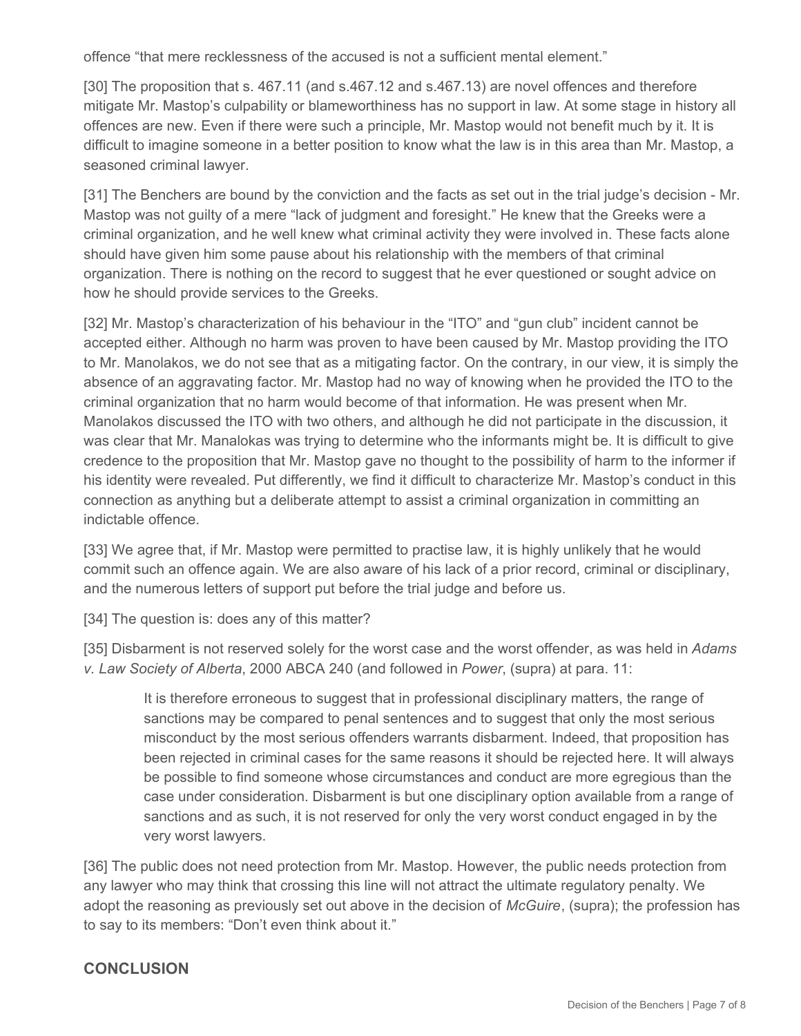offence "that mere recklessness of the accused is not a sufficient mental element."

[30] The proposition that s. 467.11 (and s.467.12 and s.467.13) are novel offences and therefore mitigate Mr. Mastop's culpability or blameworthiness has no support in law. At some stage in history all offences are new. Even if there were such a principle, Mr. Mastop would not benefit much by it. It is difficult to imagine someone in a better position to know what the law is in this area than Mr. Mastop, a seasoned criminal lawyer.

[31] The Benchers are bound by the conviction and the facts as set out in the trial judge's decision - Mr. Mastop was not guilty of a mere "lack of judgment and foresight." He knew that the Greeks were a criminal organization, and he well knew what criminal activity they were involved in. These facts alone should have given him some pause about his relationship with the members of that criminal organization. There is nothing on the record to suggest that he ever questioned or sought advice on how he should provide services to the Greeks.

[32] Mr. Mastop's characterization of his behaviour in the "ITO" and "gun club" incident cannot be accepted either. Although no harm was proven to have been caused by Mr. Mastop providing the ITO to Mr. Manolakos, we do not see that as a mitigating factor. On the contrary, in our view, it is simply the absence of an aggravating factor. Mr. Mastop had no way of knowing when he provided the ITO to the criminal organization that no harm would become of that information. He was present when Mr. Manolakos discussed the ITO with two others, and although he did not participate in the discussion, it was clear that Mr. Manalokas was trying to determine who the informants might be. It is difficult to give credence to the proposition that Mr. Mastop gave no thought to the possibility of harm to the informer if his identity were revealed. Put differently, we find it difficult to characterize Mr. Mastop's conduct in this connection as anything but a deliberate attempt to assist a criminal organization in committing an indictable offence.

[33] We agree that, if Mr. Mastop were permitted to practise law, it is highly unlikely that he would commit such an offence again. We are also aware of his lack of a prior record, criminal or disciplinary, and the numerous letters of support put before the trial judge and before us.

[34] The question is: does any of this matter?

[35] Disbarment is not reserved solely for the worst case and the worst offender, as was held in *Adams v. Law Society of Alberta*, 2000 ABCA 240 (and followed in *Power*, (supra) at para. 11:

> It is therefore erroneous to suggest that in professional disciplinary matters, the range of sanctions may be compared to penal sentences and to suggest that only the most serious misconduct by the most serious offenders warrants disbarment. Indeed, that proposition has been rejected in criminal cases for the same reasons it should be rejected here. It will always be possible to find someone whose circumstances and conduct are more egregious than the case under consideration. Disbarment is but one disciplinary option available from a range of sanctions and as such, it is not reserved for only the very worst conduct engaged in by the very worst lawyers.

[36] The public does not need protection from Mr. Mastop. However, the public needs protection from any lawyer who may think that crossing this line will not attract the ultimate regulatory penalty. We adopt the reasoning as previously set out above in the decision of *McGuire*, (supra); the profession has to say to its members: "Don't even think about it."

## CONCLUSION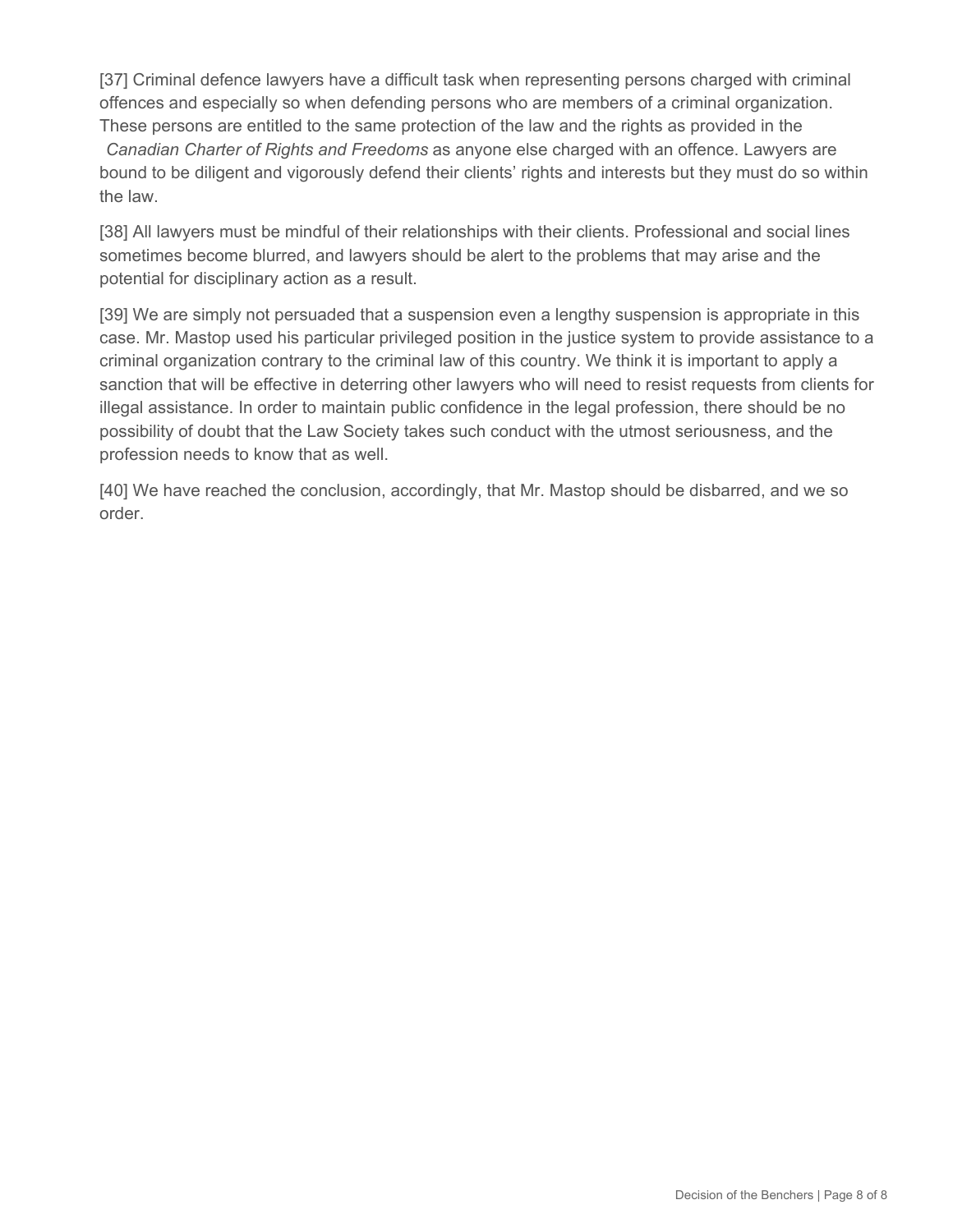[37] Criminal defence lawyers have a difficult task when representing persons charged with criminal offences and especially so when defending persons who are members of a criminal organization. These persons are entitled to the same protection of the law and the rights as provided in the *Canadian Charter of Rights and Freedoms* as anyone else charged with an offence. Lawyers are bound to be diligent and vigorously defend their clients' rights and interests but they must do so within the law.

[38] All lawyers must be mindful of their relationships with their clients. Professional and social lines sometimes become blurred, and lawyers should be alert to the problems that may arise and the potential for disciplinary action as a result.

[39] We are simply not persuaded that a suspension even a lengthy suspension is appropriate in this case. Mr. Mastop used his particular privileged position in the justice system to provide assistance to a criminal organization contrary to the criminal law of this country. We think it is important to apply a sanction that will be effective in deterring other lawyers who will need to resist requests from clients for illegal assistance. In order to maintain public confidence in the legal profession, there should be no possibility of doubt that the Law Society takes such conduct with the utmost seriousness, and the profession needs to know that as well.

[40] We have reached the conclusion, accordingly, that Mr. Mastop should be disbarred, and we so order.